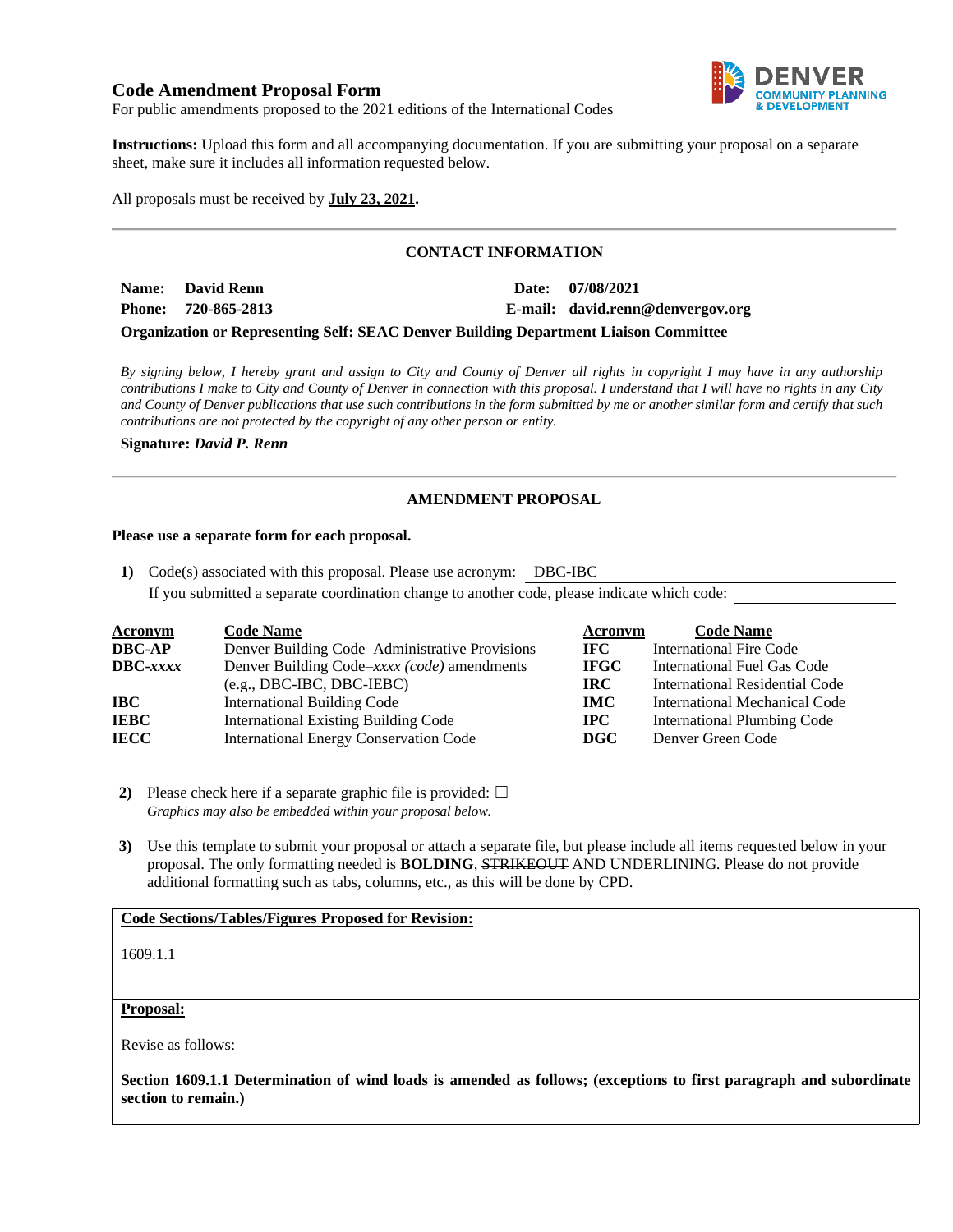# Code Amendment Proposal Form

For public amendments proposed to the 2021 editions of the International Codes

**Instructions:** Upload this form and all accompanying documentation. If you are submitting your proposal on a separate sheet, make sure it includes all information requested below.

All proposals must be received by **July 23, 2021.**

---

## CONTACT INFORMATION

**Name:** **David Renn** **Date:** **07/08/2021**

**Phone:** **720-865-2813** **E-mail:** **david.renn@denvergov.org**

**Organization or Representing Self: SEAC Denver Building Department Liaison Committee**

*By signing below, I hereby grant and assign to City and County of Denver all rights in copyright I may have in any authorship contributions I make to City and County of Denver in connection with this proposal. I understand that I will have no rights in any City and County of Denver publications that use such contributions in the form submitted by me or another similar form and certify that such contributions are not protected by the copyright of any other person or entity.*

**Signature:** ***David P. Renn***

---

## AMENDMENT PROPOSAL

**Please use a separate form for each proposal.**

1) Code(s) associated with this proposal. Please use acronym: DBC-IBC
   If you submitted a separate coordination change to another code, please indicate which code:

| Acronym | Code Name | Acronym | Code Name |
|---|---|---|---|
| **DBC-AP** | Denver Building Code–Administrative Provisions | **IFC** | International Fire Code |
| **DBC-*xxxx*** | Denver Building Code–*xxxx (code)* amendments (e.g., DBC-IBC, DBC-IEBC) | **IFGC** | International Fuel Gas Code |
| | | **IRC** | International Residential Code |
| **IBC** | International Building Code | **IMC** | International Mechanical Code |
| **IEBC** | International Existing Building Code | **IPC** | International Plumbing Code |
| **IECC** | International Energy Conservation Code | **DGC** | Denver Green Code |

2) Please check here if a separate graphic file is provided: ☐
   *Graphics may also be embedded within your proposal below.*

3) Use this template to submit your proposal or attach a separate file, but please include all items requested below in your proposal. The only formatting needed is **BOLDING**, ~~STRIKEOUT~~ AND <u>UNDERLINING.</u> Please do not provide additional formatting such as tabs, columns, etc., as this will be done by CPD.

**<u>Code Sections/Tables/Figures Proposed for Revision:</u>**

1609.1.1

**<u>Proposal:</u>**

Revise as follows:

**Section 1609.1.1 Determination of wind loads is amended as follows; (exceptions to first paragraph and subordinate section to remain.)**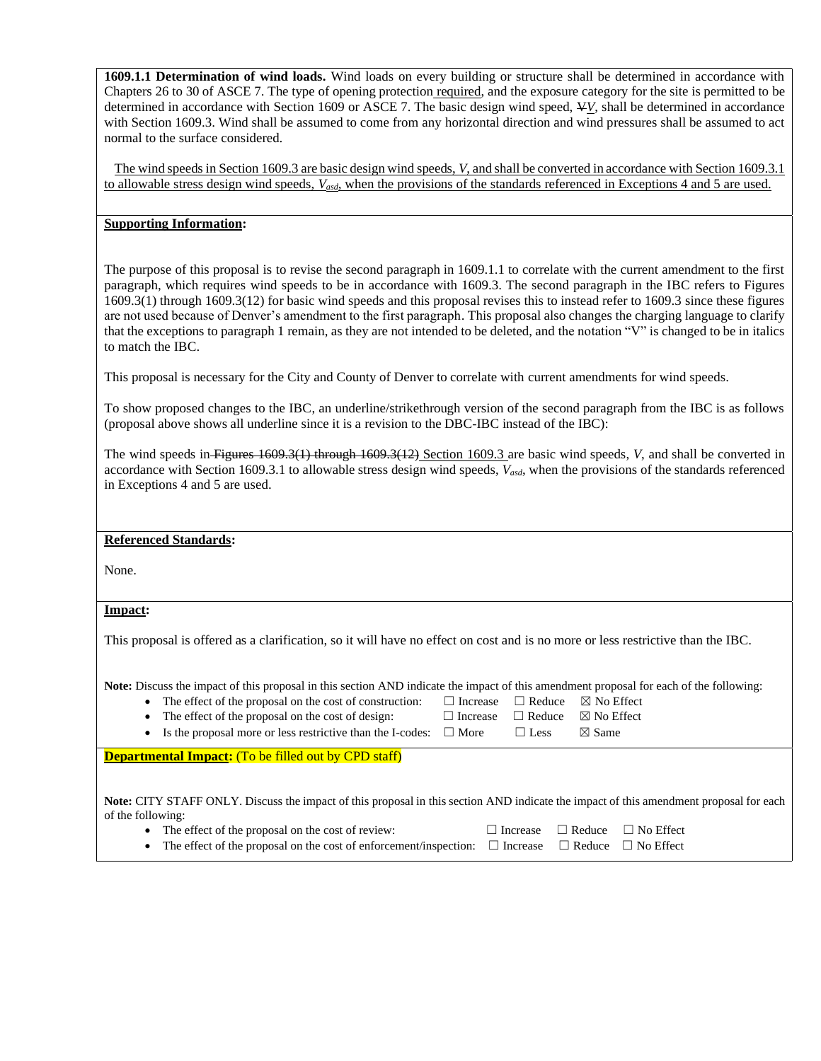**1609.1.1 Determination of wind loads.** Wind loads on every building or structure shall be determined in accordance with Chapters 26 to 30 of ASCE 7. The type of opening protection required, and the exposure category for the site is permitted to be determined in accordance with Section 1609 or ASCE 7. The basic design wind speed, ~~V~~*V*, shall be determined in accordance with Section 1609.3. Wind shall be assumed to come from any horizontal direction and wind pressures shall be assumed to act normal to the surface considered.

<u>The wind speeds in Section 1609.3 are basic design wind speeds, *V*, and shall be converted in accordance with Section 1609.3.1 to allowable stress design wind speeds, $V_{asd}$, when the provisions of the standards referenced in Exceptions 4 and 5 are used.</u>

**<u>Supporting Information</u>:**

The purpose of this proposal is to revise the second paragraph in 1609.1.1 to correlate with the current amendment to the first paragraph, which requires wind speeds to be in accordance with 1609.3. The second paragraph in the IBC refers to Figures 1609.3(1) through 1609.3(12) for basic wind speeds and this proposal revises this to instead refer to 1609.3 since these figures are not used because of Denver's amendment to the first paragraph. This proposal also changes the charging language to clarify that the exceptions to paragraph 1 remain, as they are not intended to be deleted, and the notation "V" is changed to be in italics to match the IBC.

This proposal is necessary for the City and County of Denver to correlate with current amendments for wind speeds.

To show proposed changes to the IBC, an underline/strikethrough version of the second paragraph from the IBC is as follows (proposal above shows all underline since it is a revision to the DBC-IBC instead of the IBC):

The wind speeds in ~~Figures 1609.3(1) through 1609.3(12)~~ <u>Section 1609.3</u> are basic wind speeds, *V*, and shall be converted in accordance with Section 1609.3.1 to allowable stress design wind speeds, $V_{asd}$, when the provisions of the standards referenced in Exceptions 4 and 5 are used.

**<u>Referenced Standards</u>:**

None.

**<u>Impact</u>:**

This proposal is offered as a clarification, so it will have no effect on cost and is no more or less restrictive than the IBC.

**Note:** Discuss the impact of this proposal in this section AND indicate the impact of this amendment proposal for each of the following:

- The effect of the proposal on the cost of construction: ☐ Increase ☐ Reduce ☒ No Effect
- The effect of the proposal on the cost of design: ☐ Increase ☐ Reduce ☒ No Effect
- Is the proposal more or less restrictive than the I-codes: ☐ More ☐ Less ☒ Same

**<u>Departmental Impact</u>:** (To be filled out by CPD staff)

**Note:** CITY STAFF ONLY. Discuss the impact of this proposal in this section AND indicate the impact of this amendment proposal for each of the following:

- The effect of the proposal on the cost of review: ☐ Increase ☐ Reduce ☐ No Effect
- The effect of the proposal on the cost of enforcement/inspection: ☐ Increase ☐ Reduce ☐ No Effect